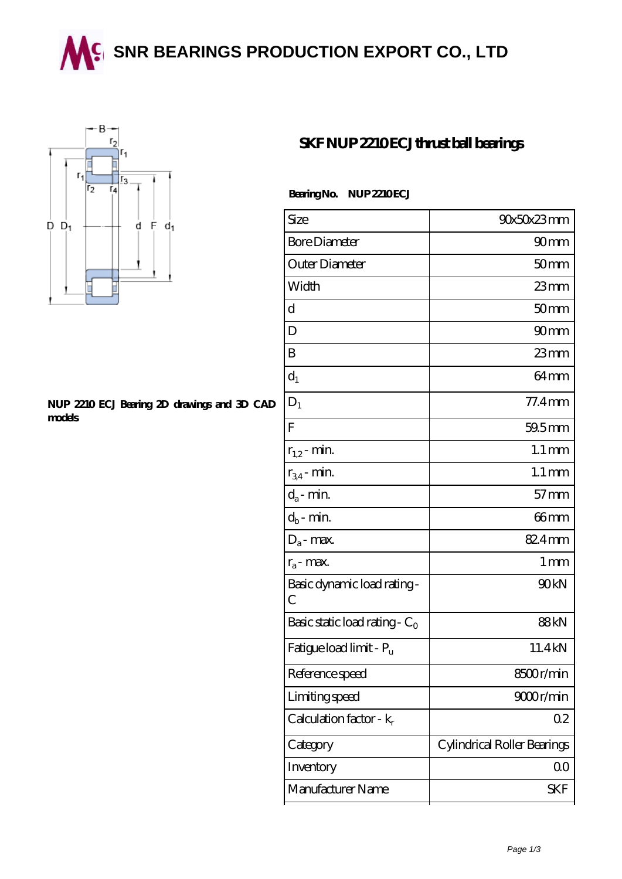# SNR BEARINGS PRODUCTION EXPORT CO., LTD

## SKF NUP 2210 ECJ thrust ball bearings

**NUP 2210 ECJ Bearing 2D drawings and 3D CAD models**

**Bearing No.** NUP 2210 ECJ

| | |
|---|---|
| Size | 90x50x23 mm |
| Bore Diameter | 90 mm |
| Outer Diameter | 50 mm |
| Width | 23 mm |
| d | 50 mm |
| D | 90 mm |
| B | 23 mm |
| $d_1$ | 64 mm |
| $D_1$ | 77.4 mm |
| F | 59.5 mm |
| $r_{1,2}$ - min. | 1.1 mm |
| $r_{3,4}$ - min. | 1.1 mm |
| $d_a$ - min. | 57 mm |
| $d_b$ - min. | 66 mm |
| $D_a$ - max. | 82.4 mm |
| $r_a$ - max. | 1 mm |
| Basic dynamic load rating - C | 90 kN |
| Basic static load rating - $C_0$ | 88 kN |
| Fatigue load limit - $P_u$ | 11.4 kN |
| Reference speed | 8500 r/min |
| Limiting speed | 9000 r/min |
| Calculation factor - $k_r$ | 0.2 |
| Category | Cylindrical Roller Bearings |
| Inventory | 0.0 |
| Manufacturer Name | SKF |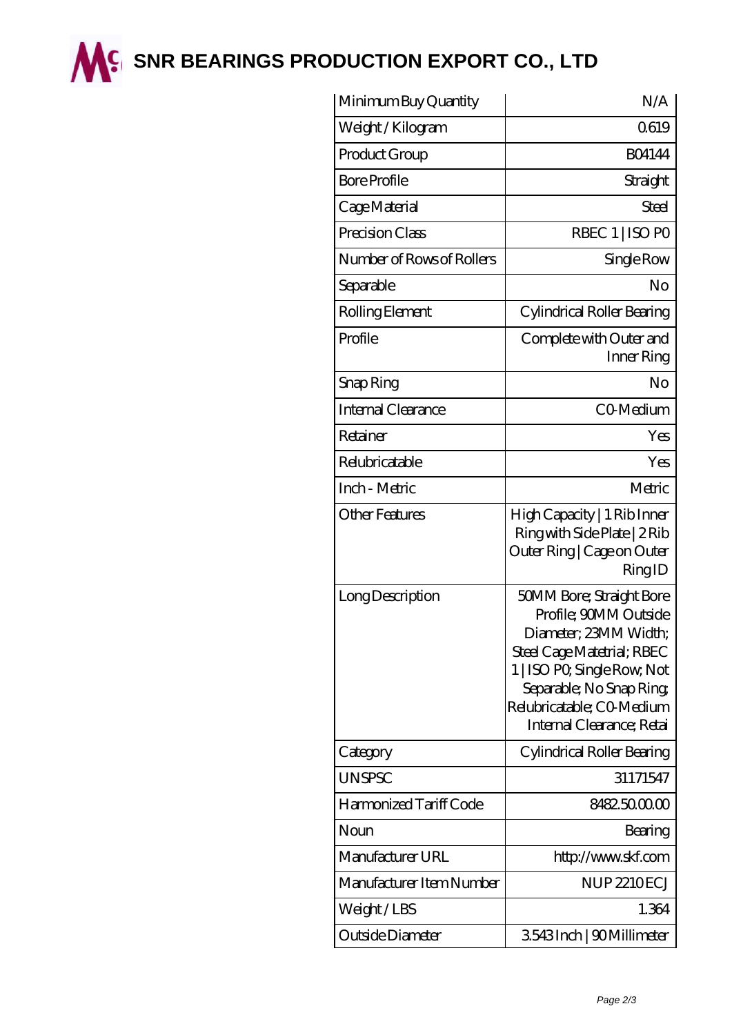# SNR BEARINGS PRODUCTION EXPORT CO., LTD

| | |
|---|---|
| Minimum Buy Quantity | N/A |
| Weight / Kilogram | 0.619 |
| Product Group | B04144 |
| Bore Profile | Straight |
| Cage Material | Steel |
| Precision Class | RBEC 1 \| ISO P0 |
| Number of Rows of Rollers | Single Row |
| Separable | No |
| Rolling Element | Cylindrical Roller Bearing |
| Profile | Complete with Outer and Inner Ring |
| Snap Ring | No |
| Internal Clearance | C0-Medium |
| Retainer | Yes |
| Relubricatable | Yes |
| Inch - Metric | Metric |
| Other Features | High Capacity \| 1 Rib Inner Ring with Side Plate \| 2 Rib Outer Ring \| Cage on Outer Ring ID |
| Long Description | 50MM Bore; Straight Bore Profile; 90MM Outside Diameter; 23MM Width; Steel Cage Matetrial; RBEC 1 \| ISO P0; Single Row; Not Separable; No Snap Ring; Relubricatable; C0-Medium Internal Clearance; Retai |
| Category | Cylindrical Roller Bearing |
| UNSPSC | 31171547 |
| Harmonized Tariff Code | 8482.50.00.00 |
| Noun | Bearing |
| Manufacturer URL | http://www.skf.com |
| Manufacturer Item Number | NUP 2210 ECJ |
| Weight / LBS | 1.364 |
| Outside Diameter | 3.543 Inch \| 90 Millimeter |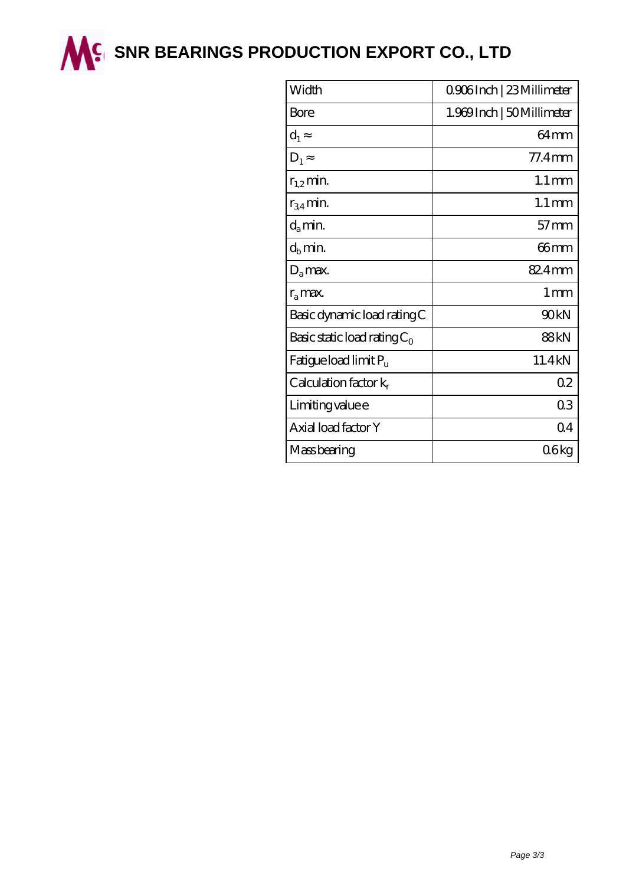# SNR BEARINGS PRODUCTION EXPORT CO., LTD

| | |
|---|---|
| Width | 0.906 Inch \| 23 Millimeter |
| Bore | 1.969 Inch \| 50 Millimeter |
| $d_1$ ≈ | 64 mm |
| $D_1$ ≈ | 77.4 mm |
| $r_{1,2}$ min. | 1.1 mm |
| $r_{3,4}$ min. | 1.1 mm |
| $d_a$ min. | 57 mm |
| $d_b$ min. | 66 mm |
| $D_a$ max. | 82.4 mm |
| $r_a$ max. | 1 mm |
| Basic dynamic load rating C | 90 kN |
| Basic static load rating $C_0$ | 88 kN |
| Fatigue load limit $P_u$ | 11.4 kN |
| Calculation factor $k_r$ | 0.2 |
| Limiting value e | 0.3 |
| Axial load factor Y | 0.4 |
| Mass bearing | 0.6 kg |